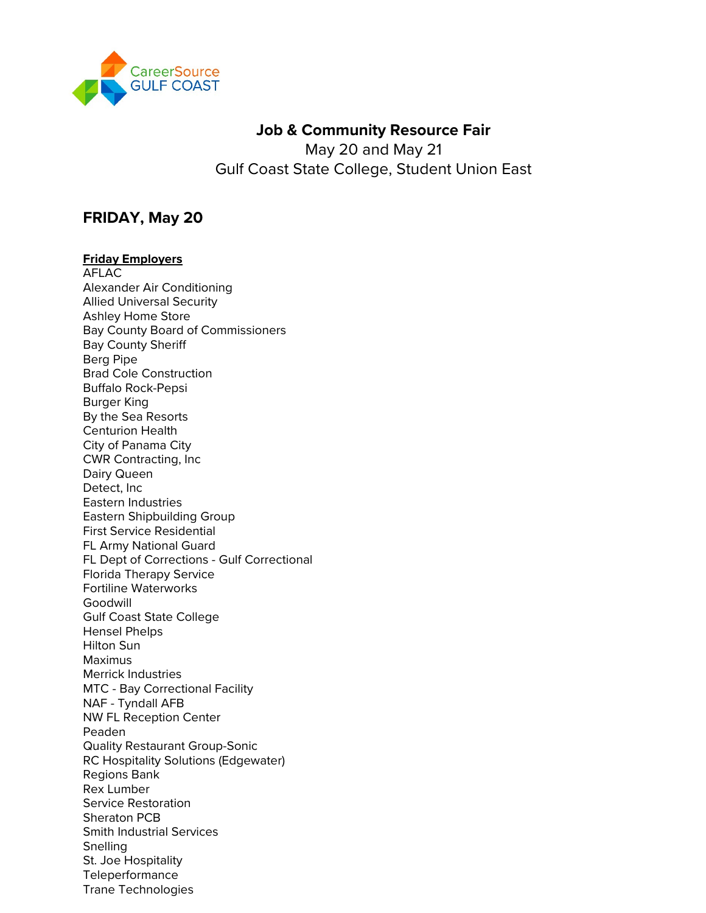CareerSource GULF COAST

# Job & Community Resource Fair

May 20 and May 21

Gulf Coast State College, Student Union East

## FRIDAY, May 20

**Friday Employers**

AFLAC
Alexander Air Conditioning
Allied Universal Security
Ashley Home Store
Bay County Board of Commissioners
Bay County Sheriff
Berg Pipe
Brad Cole Construction
Buffalo Rock-Pepsi
Burger King
By the Sea Resorts
Centurion Health
City of Panama City
CWR Contracting, Inc
Dairy Queen
Detect, Inc
Eastern Industries
Eastern Shipbuilding Group
First Service Residential
FL Army National Guard
FL Dept of Corrections - Gulf Correctional
Florida Therapy Service
Fortiline Waterworks
Goodwill
Gulf Coast State College
Hensel Phelps
Hilton Sun
Maximus
Merrick Industries
MTC - Bay Correctional Facility
NAF - Tyndall AFB
NW FL Reception Center
Peaden
Quality Restaurant Group-Sonic
RC Hospitality Solutions (Edgewater)
Regions Bank
Rex Lumber
Service Restoration
Sheraton PCB
Smith Industrial Services
Snelling
St. Joe Hospitality
Teleperformance
Trane Technologies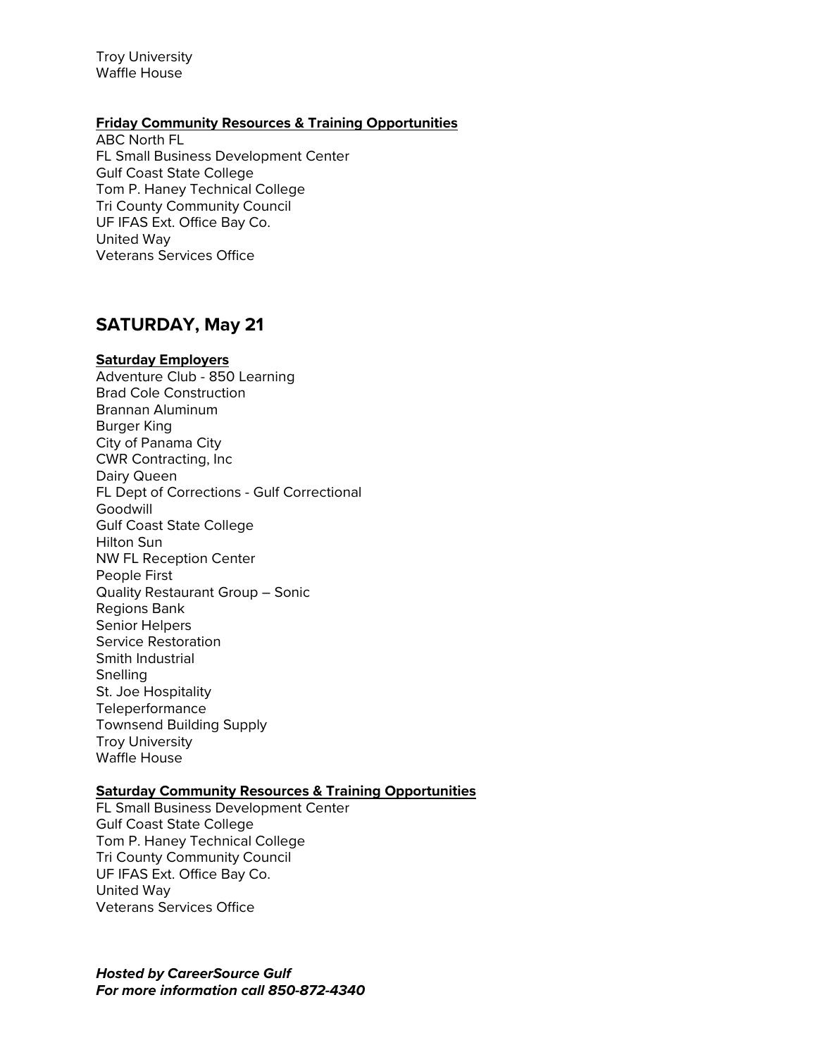Troy University
Waffle House

**Friday Community Resources & Training Opportunities**

ABC North FL
FL Small Business Development Center
Gulf Coast State College
Tom P. Haney Technical College
Tri County Community Council
UF IFAS Ext. Office Bay Co.
United Way
Veterans Services Office

## SATURDAY, May 21

**Saturday Employers**

Adventure Club - 850 Learning
Brad Cole Construction
Brannan Aluminum
Burger King
City of Panama City
CWR Contracting, Inc
Dairy Queen
FL Dept of Corrections - Gulf Correctional
Goodwill
Gulf Coast State College
Hilton Sun
NW FL Reception Center
People First
Quality Restaurant Group – Sonic
Regions Bank
Senior Helpers
Service Restoration
Smith Industrial
Snelling
St. Joe Hospitality
Teleperformance
Townsend Building Supply
Troy University
Waffle House

**Saturday Community Resources & Training Opportunities**

FL Small Business Development Center
Gulf Coast State College
Tom P. Haney Technical College
Tri County Community Council
UF IFAS Ext. Office Bay Co.
United Way
Veterans Services Office

***Hosted by CareerSource Gulf***
***For more information call 850-872-4340***